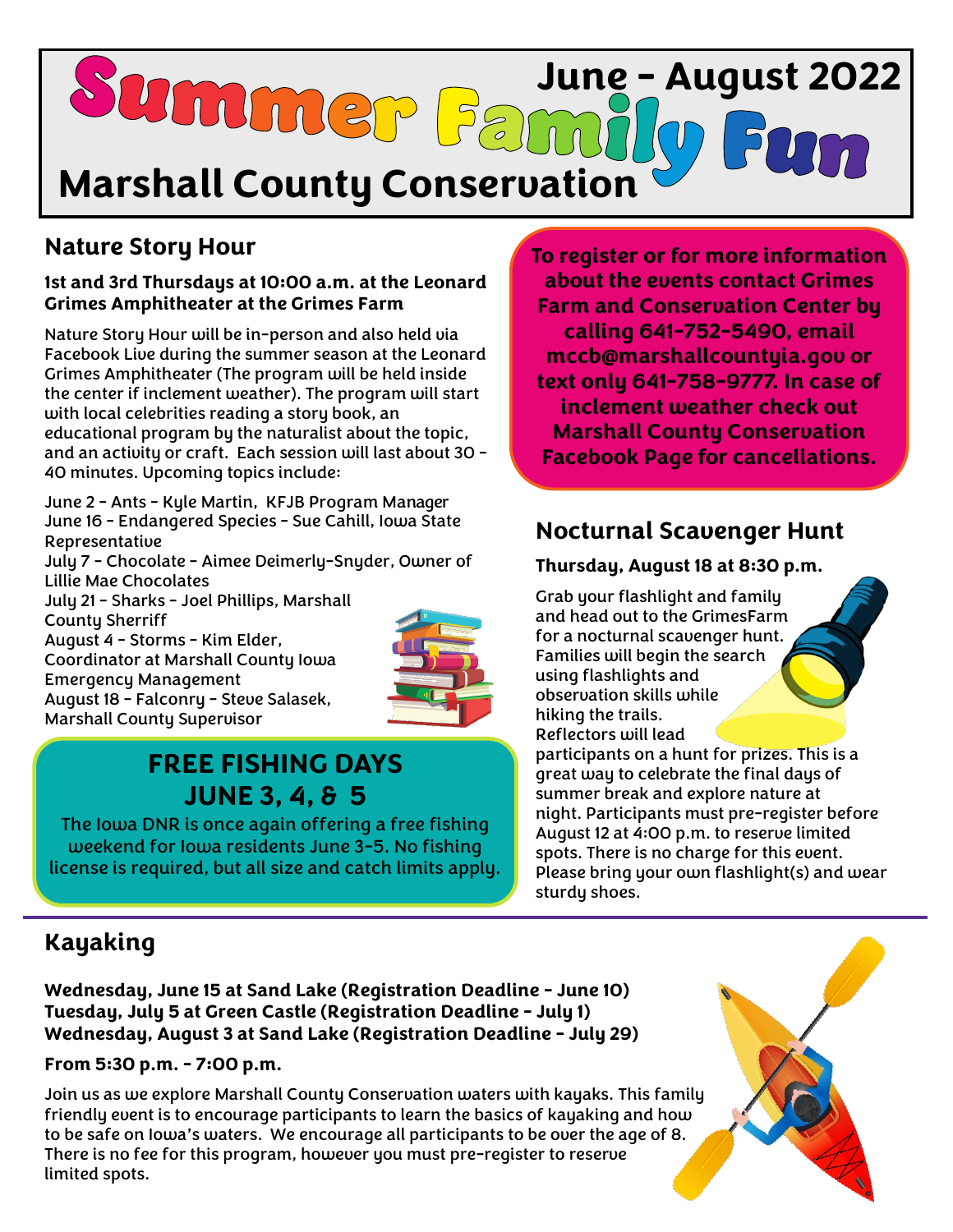# Summer Family Fun

**June - August 2022**

## Marshall County Conservation

## Nature Story Hour

**1st and 3rd Thursdays at 10:00 a.m. at the Leonard Grimes Amphitheater at the Grimes Farm**

Nature Story Hour will be in-person and also held via Facebook Live during the summer season at the Leonard Grimes Amphitheater (The program will be held inside the center if inclement weather). The program will start with local celebrities reading a story book, an educational program by the naturalist about the topic, and an activity or craft. Each session will last about 30 - 40 minutes. Upcoming topics include:

June 2 - Ants - Kyle Martin, KFJB Program Manager
June 16 - Endangered Species - Sue Cahill, Iowa State Representative
July 7 - Chocolate - Aimee Deimerly-Snyder, Owner of Lillie Mae Chocolates
July 21 - Sharks - Joel Phillips, Marshall County Sherriff
August 4 - Storms - Kim Elder, Coordinator at Marshall County Iowa Emergency Management
August 18 - Falconry - Steve Salasek, Marshall County Supervisor

## FREE FISHING DAYS JUNE 3, 4, & 5

The Iowa DNR is once again offering a free fishing weekend for Iowa residents June 3-5. No fishing license is required, but all size and catch limits apply.

**To register or for more information about the events contact Grimes Farm and Conservation Center by calling 641-752-5490, email mccb@marshallcountyia.gov or text only 641-758-9777. In case of inclement weather check out Marshall County Conservation Facebook Page for cancellations.**

## Nocturnal Scavenger Hunt

**Thursday, August 18 at 8:30 p.m.**

Grab your flashlight and family and head out to the GrimesFarm for a nocturnal scavenger hunt. Families will begin the search using flashlights and observation skills while hiking the trails. Reflectors will lead participants on a hunt for prizes. This is a great way to celebrate the final days of summer break and explore nature at night. Participants must pre-register before August 12 at 4:00 p.m. to reserve limited spots. There is no charge for this event. Please bring your own flashlight(s) and wear sturdy shoes.

## Kayaking

**Wednesday, June 15 at Sand Lake (Registration Deadline - June 10)**
**Tuesday, July 5 at Green Castle (Registration Deadline - July 1)**
**Wednesday, August 3 at Sand Lake (Registration Deadline - July 29)**

**From 5:30 p.m. - 7:00 p.m.**

Join us as we explore Marshall County Conservation waters with kayaks. This family friendly event is to encourage participants to learn the basics of kayaking and how to be safe on Iowa's waters. We encourage all participants to be over the age of 8. There is no fee for this program, however you must pre-register to reserve limited spots.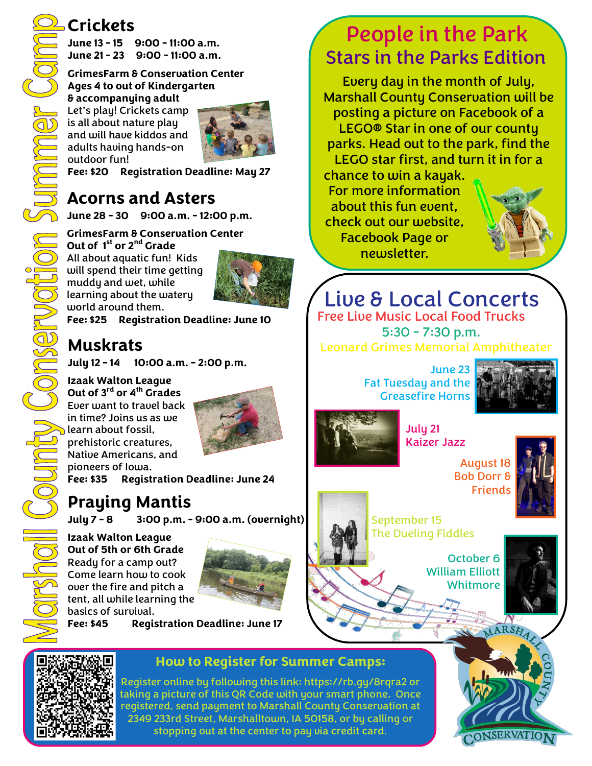# Marshall County Conservation Summer Camp

## Crickets

**June 13 - 15 9:00 - 11:00 a.m.**
**June 21 - 23 9:00 - 11:00 a.m.**

**GrimesFarm & Conservation Center**
**Ages 4 to out of Kindergarten & accompanying adult**

Let's play! Crickets camp is all about nature play and will have kiddos and adults having hands-on outdoor fun!

**Fee: $20 Registration Deadline: May 27**

## Acorns and Asters

**June 28 - 30 9:00 a.m. - 12:00 p.m.**

**GrimesFarm & Conservation Center**
**Out of 1st or 2nd Grade**

All about aquatic fun! Kids will spend their time getting muddy and wet, while learning about the watery world around them.

**Fee: $25 Registration Deadline: June 10**

## Muskrats

**July 12 - 14 10:00 a.m. - 2:00 p.m.**

**Izaak Walton League**
**Out of 3rd or 4th Grades**

Ever want to travel back in time? Joins us as we learn about fossil, prehistoric creatures, Native Americans, and pioneers of Iowa.

**Fee: $35 Registration Deadline: June 24**

## Praying Mantis

**July 7 - 8 3:00 p.m. - 9:00 a.m. (overnight)**

**Izaak Walton League**
**Out of 5th or 6th Grade**

Ready for a camp out? Come learn how to cook over the fire and pitch a tent, all while learning the basics of survival.

**Fee: $45 Registration Deadline: June 17**

# People in the Park
## Stars in the Parks Edition

Every day in the month of July, Marshall County Conservation will be posting a picture on Facebook of a LEGO® Star in one of our county parks. Head out to the park, find the LEGO star first, and turn it in for a chance to win a kayak. For more information about this fun event, check out our website, Facebook Page or newsletter.

# Live & Local Concerts

Free Live Music Local Food Trucks
5:30 - 7:30 p.m.
Leonard Grimes Memorial Amphitheater

June 23
Fat Tuesday and the Greasefire Horns

July 21
Kaizer Jazz

August 18
Bob Dorr & Friends

September 15
The Dueling Fiddles

October 6
William Elliott Whitmore

## How to Register for Summer Camps:

Register online by following this link: https://rb.gy/8rqra2 or taking a picture of this QR Code with your smart phone. Once registered, send payment to Marshall County Conservation at 2349 233rd Street, Marshalltown, IA 50158, or by calling or stopping out at the center to pay via credit card.

MARSHALL COUNTY CONSERVATION